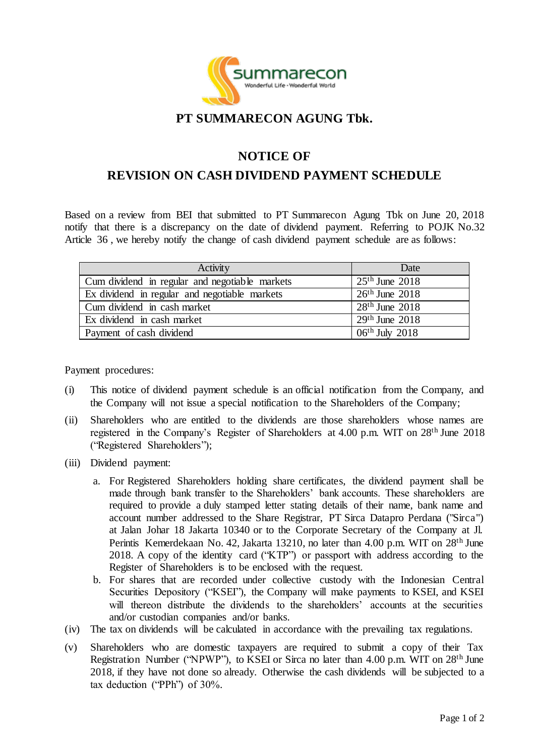# PT SUMMARECON AGUNG Tbk.

## NOTICE OF
## REVISION ON CASH DIVIDEND PAYMENT SCHEDULE

Based on a review from BEI that submitted to PT Summarecon Agung Tbk on June 20, 2018 notify that there is a discrepancy on the date of dividend payment. Referring to POJK No.32 Article 36 , we hereby notify the change of cash dividend payment schedule are as follows:

| Activity | Date |
|---|---|
| Cum dividend in regular and negotiable markets | 25th June 2018 |
| Ex dividend in regular and negotiable markets | 26th June 2018 |
| Cum dividend in cash market | 28th June 2018 |
| Ex dividend in cash market | 29th June 2018 |
| Payment of cash dividend | 06th July 2018 |

Payment procedures:

(i) This notice of dividend payment schedule is an official notification from the Company, and the Company will not issue a special notification to the Shareholders of the Company;

(ii) Shareholders who are entitled to the dividends are those shareholders whose names are registered in the Company's Register of Shareholders at 4.00 p.m. WIT on 28th June 2018 ("Registered Shareholders");

(iii) Dividend payment:

   a. For Registered Shareholders holding share certificates, the dividend payment shall be made through bank transfer to the Shareholders' bank accounts. These shareholders are required to provide a duly stamped letter stating details of their name, bank name and account number addressed to the Share Registrar, PT Sirca Datapro Perdana ("Sirca") at Jalan Johar 18 Jakarta 10340 or to the Corporate Secretary of the Company at Jl. Perintis Kemerdekaan No. 42, Jakarta 13210, no later than 4.00 p.m. WIT on 28th June 2018. A copy of the identity card ("KTP") or passport with address according to the Register of Shareholders is to be enclosed with the request.

   b. For shares that are recorded under collective custody with the Indonesian Central Securities Depository ("KSEI"), the Company will make payments to KSEI, and KSEI will thereon distribute the dividends to the shareholders' accounts at the securities and/or custodian companies and/or banks.

(iv) The tax on dividends will be calculated in accordance with the prevailing tax regulations.

(v) Shareholders who are domestic taxpayers are required to submit a copy of their Tax Registration Number ("NPWP"), to KSEI or Sirca no later than 4.00 p.m. WIT on 28th June 2018, if they have not done so already. Otherwise the cash dividends will be subjected to a tax deduction ("PPh") of 30%.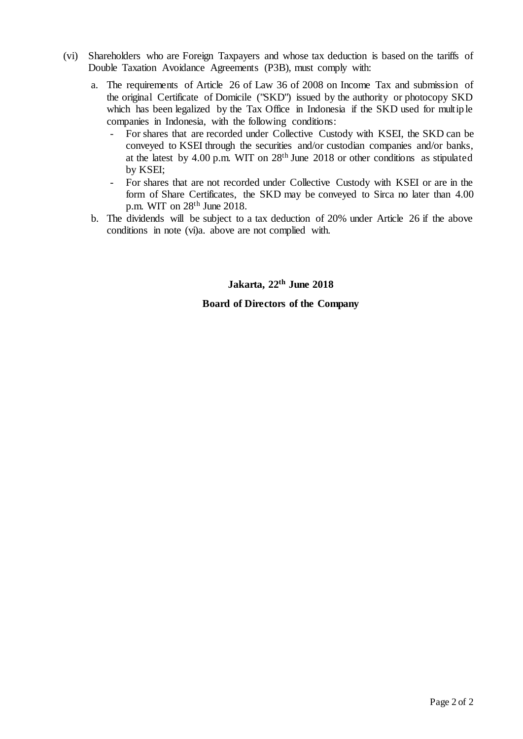(vi) Shareholders who are Foreign Taxpayers and whose tax deduction is based on the tariffs of Double Taxation Avoidance Agreements (P3B), must comply with:

a. The requirements of Article 26 of Law 36 of 2008 on Income Tax and submission of the original Certificate of Domicile ("SKD") issued by the authority or photocopy SKD which has been legalized by the Tax Office in Indonesia if the SKD used for multiple companies in Indonesia, with the following conditions:
   - For shares that are recorded under Collective Custody with KSEI, the SKD can be conveyed to KSEI through the securities and/or custodian companies and/or banks, at the latest by 4.00 p.m. WIT on 28th June 2018 or other conditions as stipulated by KSEI;
   - For shares that are not recorded under Collective Custody with KSEI or are in the form of Share Certificates, the SKD may be conveyed to Sirca no later than 4.00 p.m. WIT on 28th June 2018.

b. The dividends will be subject to a tax deduction of 20% under Article 26 if the above conditions in note (vi)a. above are not complied with.

**Jakarta, 22th June 2018**

**Board of Directors of the Company**